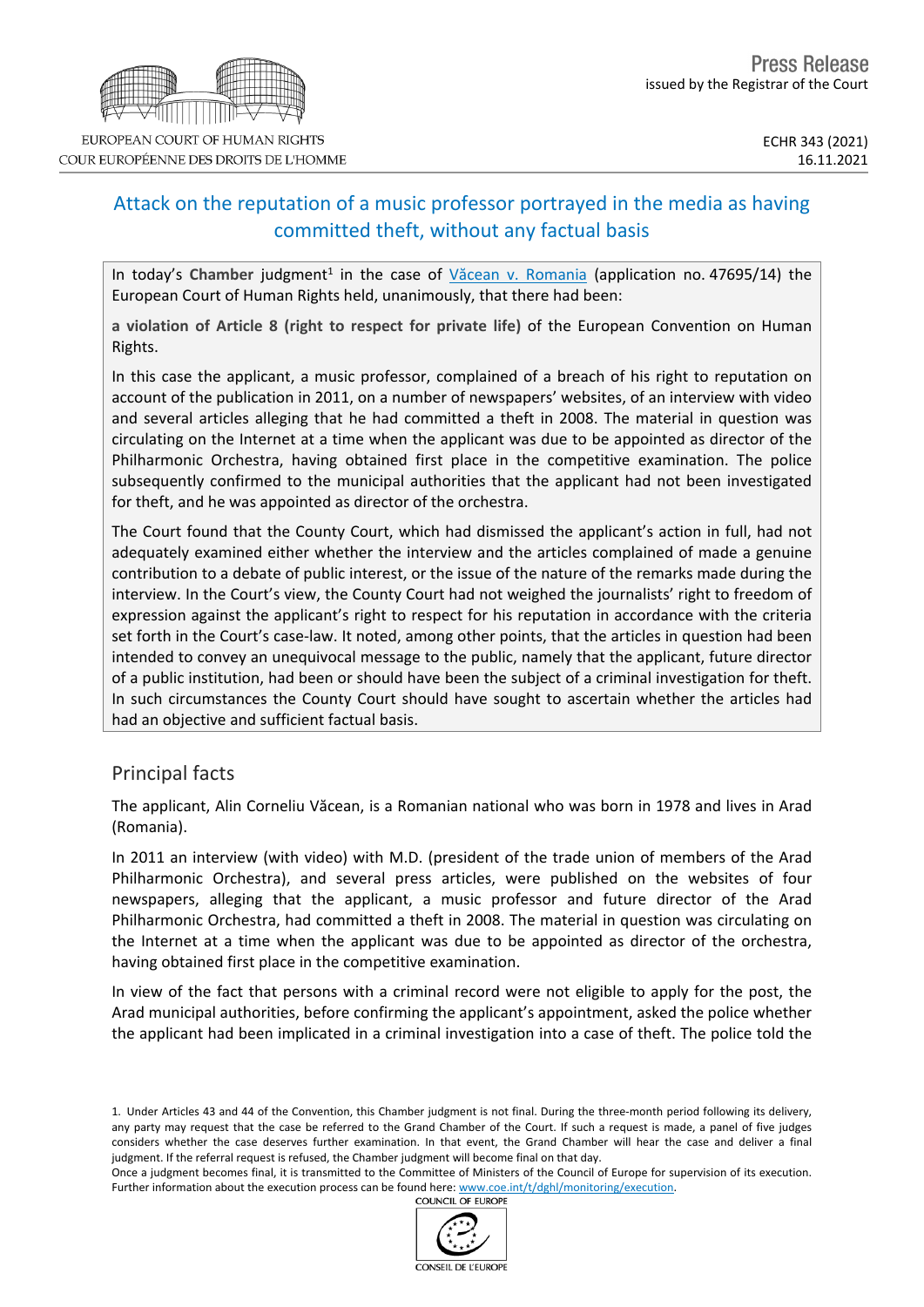EUROPEAN COURT OF HUMAN RIGHTS
COUR EUROPÉENNE DES DROITS DE L'HOMME

Press Release
issued by the Registrar of the Court

ECHR 343 (2021)
16.11.2021

# Attack on the reputation of a music professor portrayed in the media as having committed theft, without any factual basis

In today's **Chamber** judgment[1] in the case of Văcean v. Romania (application no. 47695/14) the European Court of Human Rights held, unanimously, that there had been:

**a violation of Article 8 (right to respect for private life)** of the European Convention on Human Rights.

In this case the applicant, a music professor, complained of a breach of his right to reputation on account of the publication in 2011, on a number of newspapers' websites, of an interview with video and several articles alleging that he had committed a theft in 2008. The material in question was circulating on the Internet at a time when the applicant was due to be appointed as director of the Philharmonic Orchestra, having obtained first place in the competitive examination. The police subsequently confirmed to the municipal authorities that the applicant had not been investigated for theft, and he was appointed as director of the orchestra.

The Court found that the County Court, which had dismissed the applicant's action in full, had not adequately examined either whether the interview and the articles complained of made a genuine contribution to a debate of public interest, or the issue of the nature of the remarks made during the interview. In the Court's view, the County Court had not weighed the journalists' right to freedom of expression against the applicant's right to respect for his reputation in accordance with the criteria set forth in the Court's case-law. It noted, among other points, that the articles in question had been intended to convey an unequivocal message to the public, namely that the applicant, future director of a public institution, had been or should have been the subject of a criminal investigation for theft. In such circumstances the County Court should have sought to ascertain whether the articles had had an objective and sufficient factual basis.

## Principal facts

The applicant, Alin Corneliu Văcean, is a Romanian national who was born in 1978 and lives in Arad (Romania).

In 2011 an interview (with video) with M.D. (president of the trade union of members of the Arad Philharmonic Orchestra), and several press articles, were published on the websites of four newspapers, alleging that the applicant, a music professor and future director of the Arad Philharmonic Orchestra, had committed a theft in 2008. The material in question was circulating on the Internet at a time when the applicant was due to be appointed as director of the orchestra, having obtained first place in the competitive examination.

In view of the fact that persons with a criminal record were not eligible to apply for the post, the Arad municipal authorities, before confirming the applicant's appointment, asked the police whether the applicant had been implicated in a criminal investigation into a case of theft. The police told the

1. Under Articles 43 and 44 of the Convention, this Chamber judgment is not final. During the three-month period following its delivery, any party may request that the case be referred to the Grand Chamber of the Court. If such a request is made, a panel of five judges considers whether the case deserves further examination. In that event, the Grand Chamber will hear the case and deliver a final judgment. If the referral request is refused, the Chamber judgment will become final on that day.
Once a judgment becomes final, it is transmitted to the Committee of Ministers of the Council of Europe for supervision of its execution. Further information about the execution process can be found here: www.coe.int/t/dghl/monitoring/execution.

COUNCIL OF EUROPE
CONSEIL DE L'EUROPE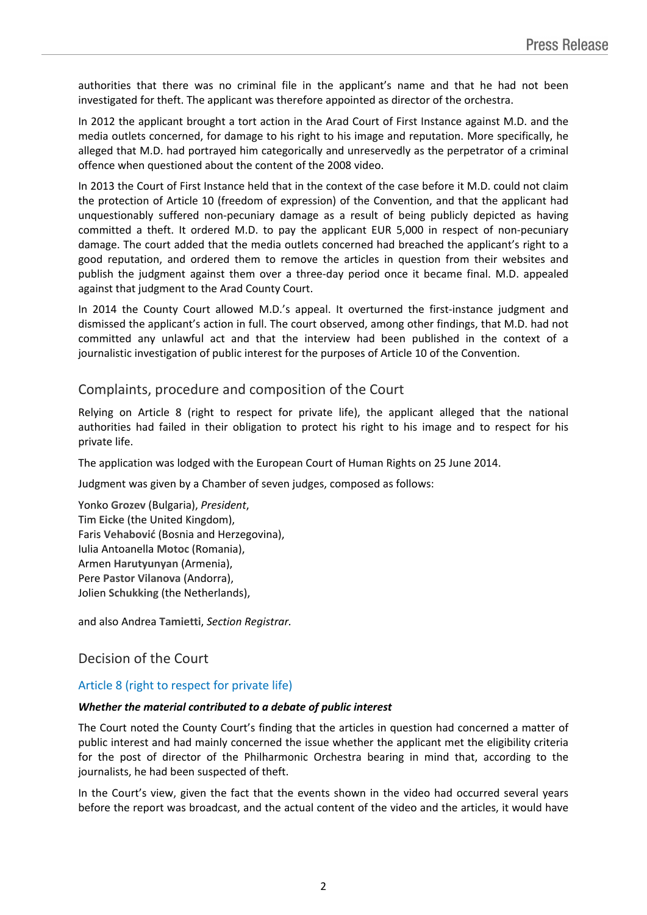authorities that there was no criminal file in the applicant's name and that he had not been investigated for theft. The applicant was therefore appointed as director of the orchestra.

In 2012 the applicant brought a tort action in the Arad Court of First Instance against M.D. and the media outlets concerned, for damage to his right to his image and reputation. More specifically, he alleged that M.D. had portrayed him categorically and unreservedly as the perpetrator of a criminal offence when questioned about the content of the 2008 video.

In 2013 the Court of First Instance held that in the context of the case before it M.D. could not claim the protection of Article 10 (freedom of expression) of the Convention, and that the applicant had unquestionably suffered non-pecuniary damage as a result of being publicly depicted as having committed a theft. It ordered M.D. to pay the applicant EUR 5,000 in respect of non-pecuniary damage. The court added that the media outlets concerned had breached the applicant's right to a good reputation, and ordered them to remove the articles in question from their websites and publish the judgment against them over a three-day period once it became final. M.D. appealed against that judgment to the Arad County Court.

In 2014 the County Court allowed M.D.'s appeal. It overturned the first-instance judgment and dismissed the applicant's action in full. The court observed, among other findings, that M.D. had not committed any unlawful act and that the interview had been published in the context of a journalistic investigation of public interest for the purposes of Article 10 of the Convention.

## Complaints, procedure and composition of the Court

Relying on Article 8 (right to respect for private life), the applicant alleged that the national authorities had failed in their obligation to protect his right to his image and to respect for his private life.

The application was lodged with the European Court of Human Rights on 25 June 2014.

Judgment was given by a Chamber of seven judges, composed as follows:

Yonko **Grozev** (Bulgaria), *President*,
Tim **Eicke** (the United Kingdom),
Faris **Vehabović** (Bosnia and Herzegovina),
Iulia Antoanella **Motoc** (Romania),
Armen **Harutyunyan** (Armenia),
Pere **Pastor Vilanova** (Andorra),
Jolien **Schukking** (the Netherlands),

and also Andrea **Tamietti**, *Section Registrar.*

## Decision of the Court

### Article 8 (right to respect for private life)

***Whether the material contributed to a debate of public interest***

The Court noted the County Court's finding that the articles in question had concerned a matter of public interest and had mainly concerned the issue whether the applicant met the eligibility criteria for the post of director of the Philharmonic Orchestra bearing in mind that, according to the journalists, he had been suspected of theft.

In the Court's view, given the fact that the events shown in the video had occurred several years before the report was broadcast, and the actual content of the video and the articles, it would have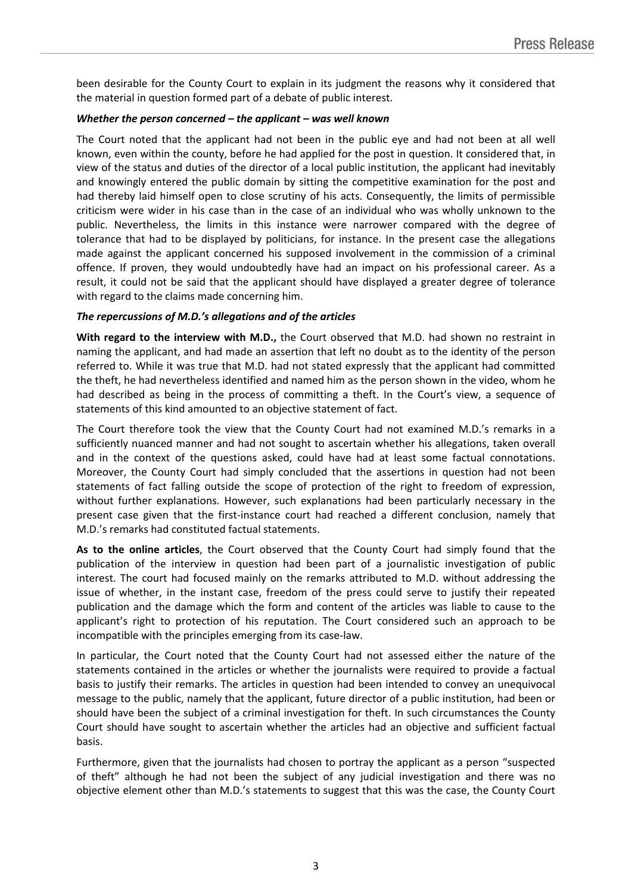been desirable for the County Court to explain in its judgment the reasons why it considered that the material in question formed part of a debate of public interest.

***Whether the person concerned – the applicant – was well known***

The Court noted that the applicant had not been in the public eye and had not been at all well known, even within the county, before he had applied for the post in question. It considered that, in view of the status and duties of the director of a local public institution, the applicant had inevitably and knowingly entered the public domain by sitting the competitive examination for the post and had thereby laid himself open to close scrutiny of his acts. Consequently, the limits of permissible criticism were wider in his case than in the case of an individual who was wholly unknown to the public. Nevertheless, the limits in this instance were narrower compared with the degree of tolerance that had to be displayed by politicians, for instance. In the present case the allegations made against the applicant concerned his supposed involvement in the commission of a criminal offence. If proven, they would undoubtedly have had an impact on his professional career. As a result, it could not be said that the applicant should have displayed a greater degree of tolerance with regard to the claims made concerning him.

***The repercussions of M.D.'s allegations and of the articles***

**With regard to the interview with M.D.,** the Court observed that M.D. had shown no restraint in naming the applicant, and had made an assertion that left no doubt as to the identity of the person referred to. While it was true that M.D. had not stated expressly that the applicant had committed the theft, he had nevertheless identified and named him as the person shown in the video, whom he had described as being in the process of committing a theft. In the Court's view, a sequence of statements of this kind amounted to an objective statement of fact.

The Court therefore took the view that the County Court had not examined M.D.'s remarks in a sufficiently nuanced manner and had not sought to ascertain whether his allegations, taken overall and in the context of the questions asked, could have had at least some factual connotations. Moreover, the County Court had simply concluded that the assertions in question had not been statements of fact falling outside the scope of protection of the right to freedom of expression, without further explanations. However, such explanations had been particularly necessary in the present case given that the first-instance court had reached a different conclusion, namely that M.D.'s remarks had constituted factual statements.

**As to the online articles**, the Court observed that the County Court had simply found that the publication of the interview in question had been part of a journalistic investigation of public interest. The court had focused mainly on the remarks attributed to M.D. without addressing the issue of whether, in the instant case, freedom of the press could serve to justify their repeated publication and the damage which the form and content of the articles was liable to cause to the applicant's right to protection of his reputation. The Court considered such an approach to be incompatible with the principles emerging from its case-law.

In particular, the Court noted that the County Court had not assessed either the nature of the statements contained in the articles or whether the journalists were required to provide a factual basis to justify their remarks. The articles in question had been intended to convey an unequivocal message to the public, namely that the applicant, future director of a public institution, had been or should have been the subject of a criminal investigation for theft. In such circumstances the County Court should have sought to ascertain whether the articles had an objective and sufficient factual basis.

Furthermore, given that the journalists had chosen to portray the applicant as a person "suspected of theft" although he had not been the subject of any judicial investigation and there was no objective element other than M.D.'s statements to suggest that this was the case, the County Court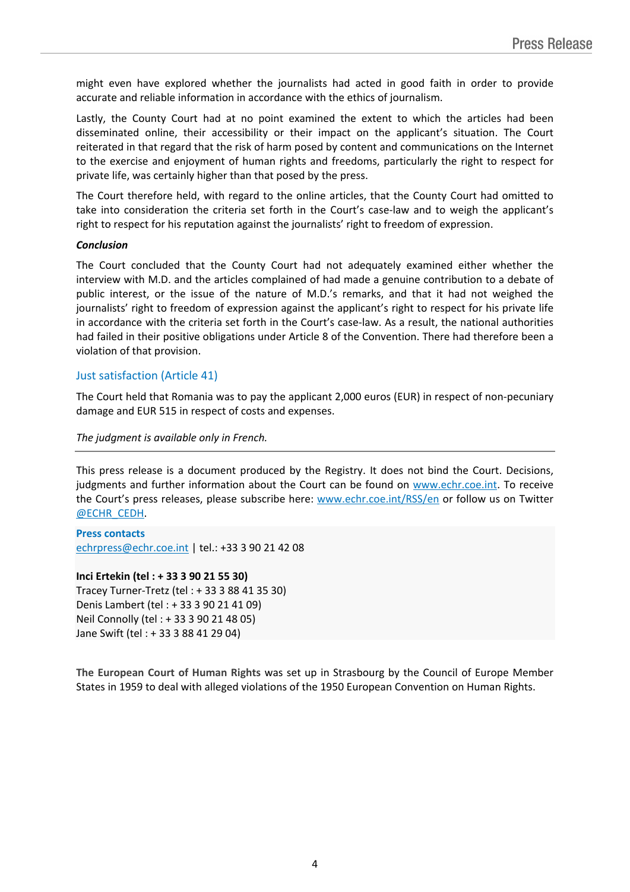might even have explored whether the journalists had acted in good faith in order to provide accurate and reliable information in accordance with the ethics of journalism.

Lastly, the County Court had at no point examined the extent to which the articles had been disseminated online, their accessibility or their impact on the applicant's situation. The Court reiterated in that regard that the risk of harm posed by content and communications on the Internet to the exercise and enjoyment of human rights and freedoms, particularly the right to respect for private life, was certainly higher than that posed by the press.

The Court therefore held, with regard to the online articles, that the County Court had omitted to take into consideration the criteria set forth in the Court's case-law and to weigh the applicant's right to respect for his reputation against the journalists' right to freedom of expression.

***Conclusion***

The Court concluded that the County Court had not adequately examined either whether the interview with M.D. and the articles complained of had made a genuine contribution to a debate of public interest, or the issue of the nature of M.D.'s remarks, and that it had not weighed the journalists' right to freedom of expression against the applicant's right to respect for his private life in accordance with the criteria set forth in the Court's case-law. As a result, the national authorities had failed in their positive obligations under Article 8 of the Convention. There had therefore been a violation of that provision.

## Just satisfaction (Article 41)

The Court held that Romania was to pay the applicant 2,000 euros (EUR) in respect of non-pecuniary damage and EUR 515 in respect of costs and expenses.

*The judgment is available only in French.*

---

This press release is a document produced by the Registry. It does not bind the Court. Decisions, judgments and further information about the Court can be found on www.echr.coe.int. To receive the Court's press releases, please subscribe here: www.echr.coe.int/RSS/en or follow us on Twitter @ECHR_CEDH.

**Press contacts**
echrpress@echr.coe.int | tel.: +33 3 90 21 42 08

**Inci Ertekin (tel : + 33 3 90 21 55 30)**
Tracey Turner-Tretz (tel : + 33 3 88 41 35 30)
Denis Lambert (tel : + 33 3 90 21 41 09)
Neil Connolly (tel : + 33 3 90 21 48 05)
Jane Swift (tel : + 33 3 88 41 29 04)

**The European Court of Human Rights** was set up in Strasbourg by the Council of Europe Member States in 1959 to deal with alleged violations of the 1950 European Convention on Human Rights.